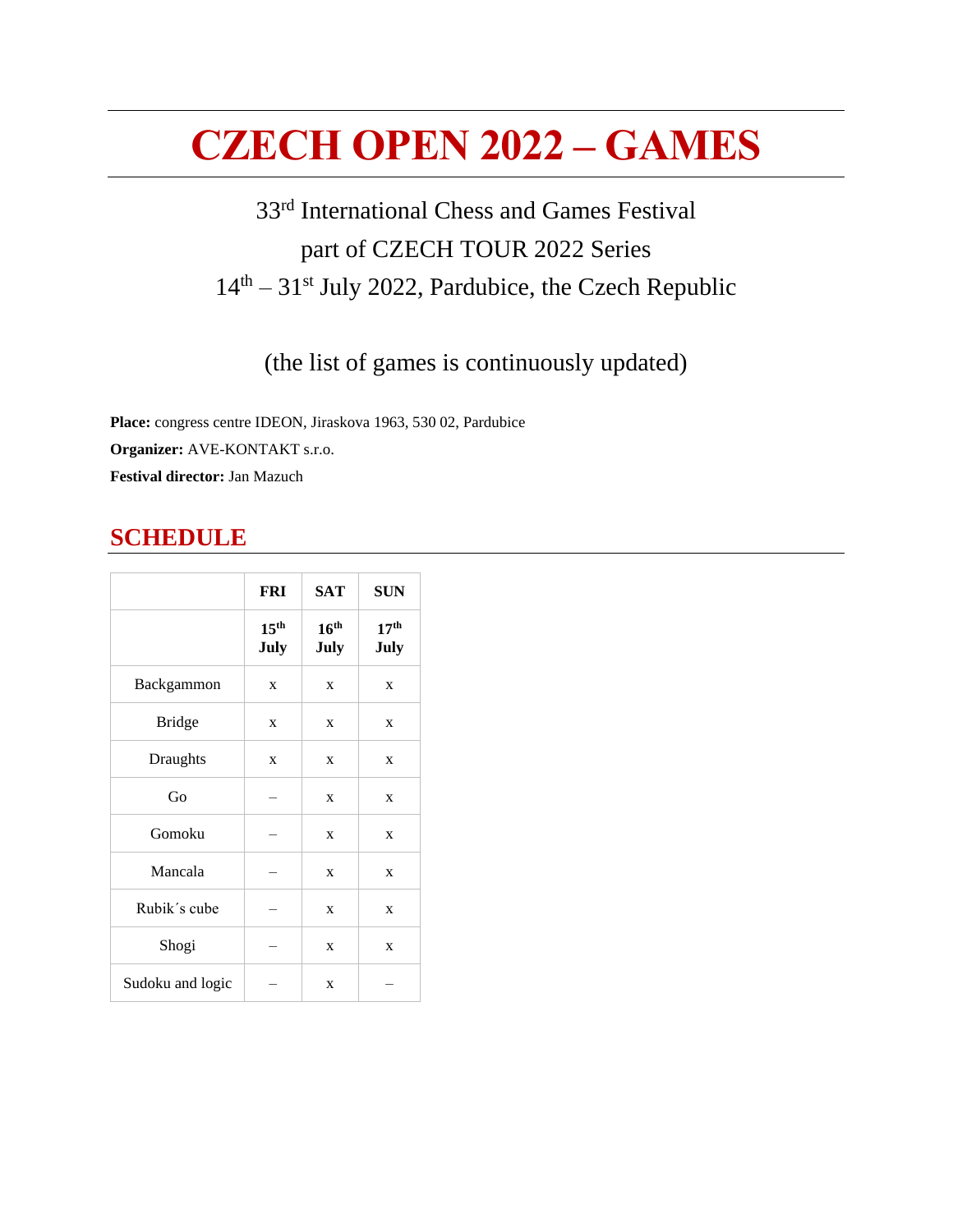# CZECH OPEN 2022 – GAMES

33rd International Chess and Games Festival

part of CZECH TOUR 2022 Series

14th – 31st July 2022, Pardubice, the Czech Republic

(the list of games is continuously updated)

**Place:** congress centre IDEON, Jiraskova 1963, 530 02, Pardubice

**Organizer:** AVE-KONTAKT s.r.o.

**Festival director:** Jan Mazuch

## SCHEDULE

| | FRI | SAT | SUN |
|---|---|---|---|
| | 15th July | 16th July | 17th July |
| Backgammon | x | x | x |
| Bridge | x | x | x |
| Draughts | x | x | x |
| Go | – | x | x |
| Gomoku | – | x | x |
| Mancala | – | x | x |
| Rubik´s cube | – | x | x |
| Shogi | – | x | x |
| Sudoku and logic | – | x | – |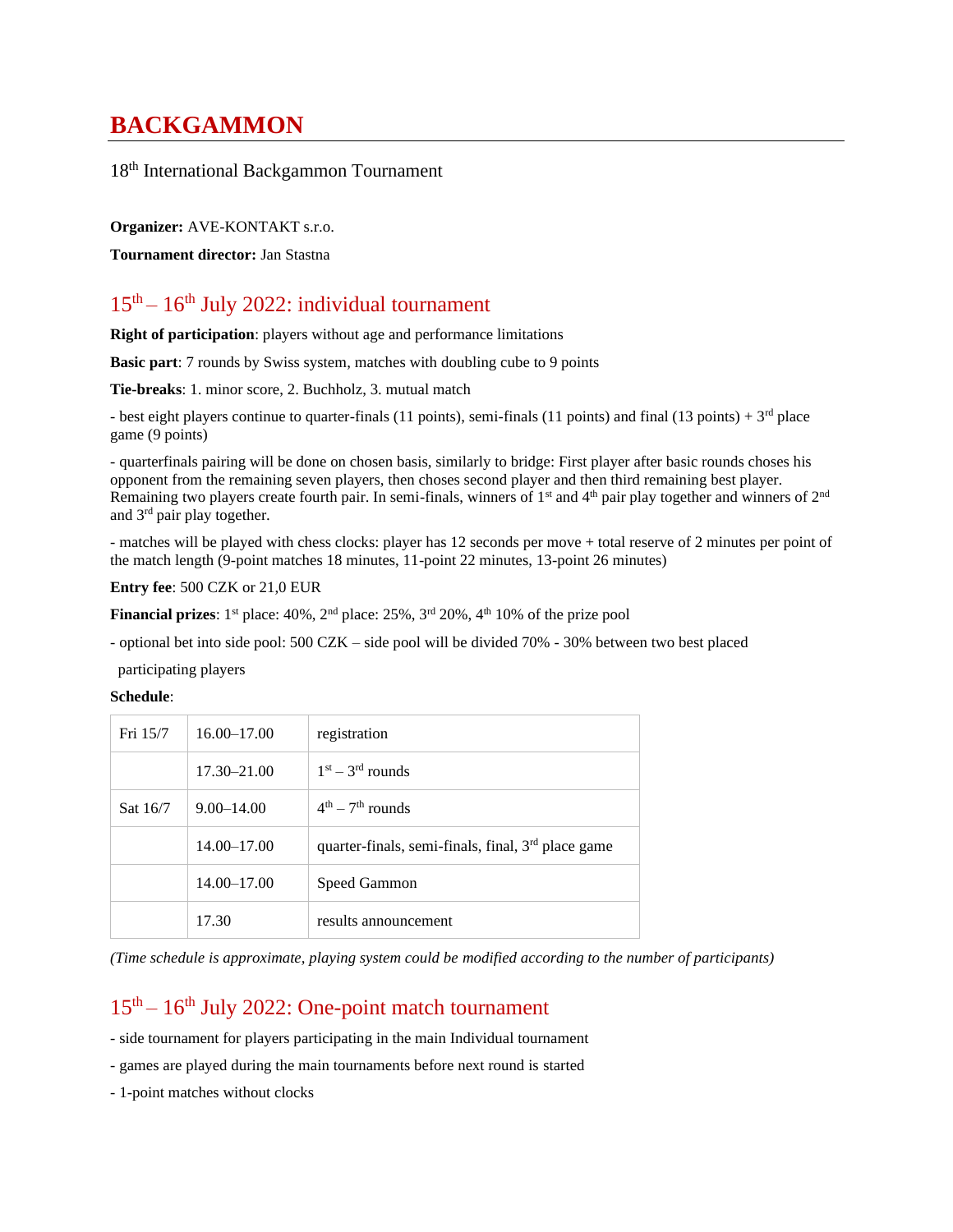# BACKGAMMON

18th International Backgammon Tournament

**Organizer:** AVE-KONTAKT s.r.o.

**Tournament director:** Jan Stastna

## 15th – 16th July 2022: individual tournament

**Right of participation**: players without age and performance limitations

**Basic part**: 7 rounds by Swiss system, matches with doubling cube to 9 points

**Tie-breaks**: 1. minor score, 2. Buchholz, 3. mutual match

- best eight players continue to quarter-finals (11 points), semi-finals (11 points) and final (13 points) + 3rd place game (9 points)

- quarterfinals pairing will be done on chosen basis, similarly to bridge: First player after basic rounds choses his opponent from the remaining seven players, then choses second player and then third remaining best player. Remaining two players create fourth pair. In semi-finals, winners of 1st and 4th pair play together and winners of 2nd and 3rd pair play together.

- matches will be played with chess clocks: player has 12 seconds per move + total reserve of 2 minutes per point of the match length (9-point matches 18 minutes, 11-point 22 minutes, 13-point 26 minutes)

**Entry fee**: 500 CZK or 21,0 EUR

**Financial prizes**: 1st place: 40%, 2nd place: 25%, 3rd 20%, 4th 10% of the prize pool

- optional bet into side pool: 500 CZK – side pool will be divided 70% - 30% between two best placed participating players

**Schedule**:

| | | |
|---|---|---|
| Fri 15/7 | 16.00–17.00 | registration |
| | 17.30–21.00 | 1st – 3rd rounds |
| Sat 16/7 | 9.00–14.00 | 4th – 7th rounds |
| | 14.00–17.00 | quarter-finals, semi-finals, final, 3rd place game |
| | 14.00–17.00 | Speed Gammon |
| | 17.30 | results announcement |

*(Time schedule is approximate, playing system could be modified according to the number of participants)*

## 15th – 16th July 2022: One-point match tournament

- side tournament for players participating in the main Individual tournament

- games are played during the main tournaments before next round is started

- 1-point matches without clocks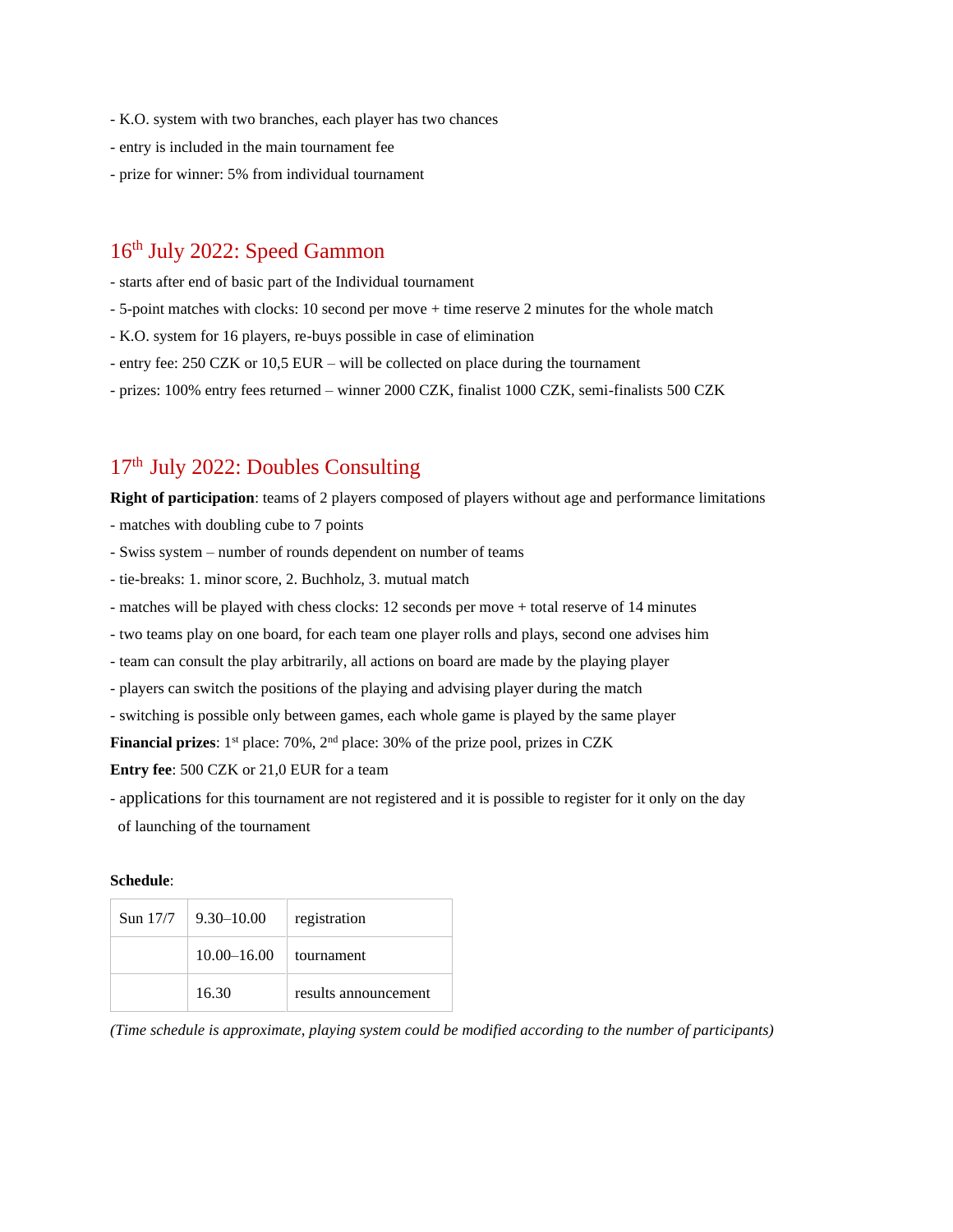- K.O. system with two branches, each player has two chances
- entry is included in the main tournament fee
- prize for winner: 5% from individual tournament

## 16th July 2022: Speed Gammon

- starts after end of basic part of the Individual tournament
- 5-point matches with clocks: 10 second per move + time reserve 2 minutes for the whole match
- K.O. system for 16 players, re-buys possible in case of elimination
- entry fee: 250 CZK or 10,5 EUR – will be collected on place during the tournament
- prizes: 100% entry fees returned – winner 2000 CZK, finalist 1000 CZK, semi-finalists 500 CZK

## 17th July 2022: Doubles Consulting

**Right of participation**: teams of 2 players composed of players without age and performance limitations

- matches with doubling cube to 7 points
- Swiss system – number of rounds dependent on number of teams
- tie-breaks: 1. minor score, 2. Buchholz, 3. mutual match
- matches will be played with chess clocks: 12 seconds per move + total reserve of 14 minutes
- two teams play on one board, for each team one player rolls and plays, second one advises him
- team can consult the play arbitrarily, all actions on board are made by the playing player
- players can switch the positions of the playing and advising player during the match
- switching is possible only between games, each whole game is played by the same player

**Financial prizes**: 1st place: 70%, 2nd place: 30% of the prize pool, prizes in CZK

**Entry fee**: 500 CZK or 21,0 EUR for a team

- applications for this tournament are not registered and it is possible to register for it only on the day of launching of the tournament

**Schedule**:

| Sun 17/7 | 9.30–10.00 | registration |
|---|---|---|
| | 10.00–16.00 | tournament |
| | 16.30 | results announcement |

*(Time schedule is approximate, playing system could be modified according to the number of participants)*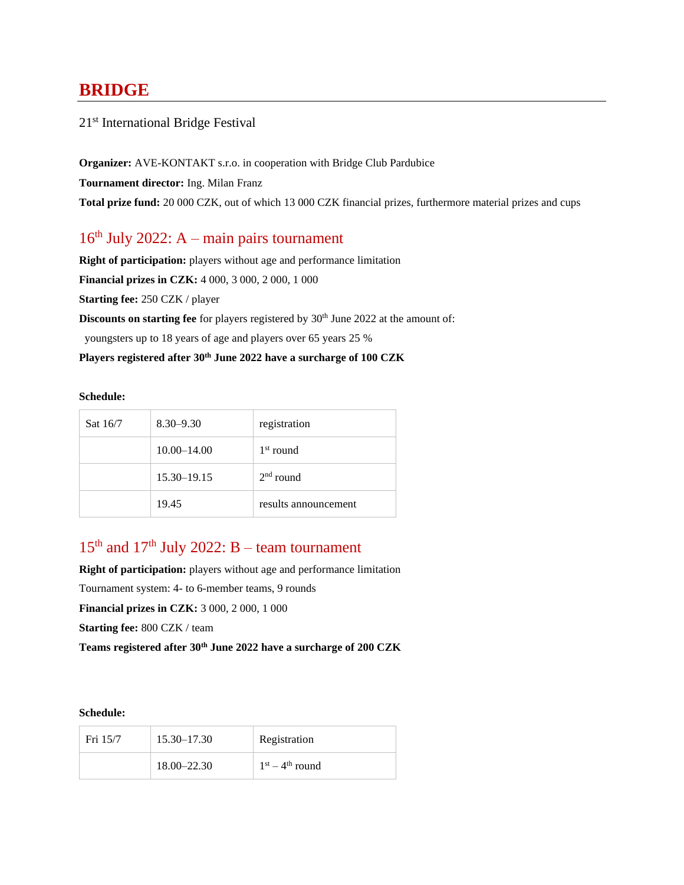# BRIDGE

21st International Bridge Festival

**Organizer:** AVE-KONTAKT s.r.o. in cooperation with Bridge Club Pardubice

**Tournament director:** Ing. Milan Franz

**Total prize fund:** 20 000 CZK, out of which 13 000 CZK financial prizes, furthermore material prizes and cups

## 16th July 2022: A – main pairs tournament

**Right of participation:** players without age and performance limitation

**Financial prizes in CZK:** 4 000, 3 000, 2 000, 1 000

**Starting fee:** 250 CZK / player

**Discounts on starting fee** for players registered by 30th June 2022 at the amount of:

youngsters up to 18 years of age and players over 65 years 25 %

**Players registered after 30th June 2022 have a surcharge of 100 CZK**

**Schedule:**

| Sat 16/7 | 8.30–9.30 | registration |
|---|---|---|
| | 10.00–14.00 | 1st round |
| | 15.30–19.15 | 2nd round |
| | 19.45 | results announcement |

## 15th and 17th July 2022: B – team tournament

**Right of participation:** players without age and performance limitation

Tournament system: 4- to 6-member teams, 9 rounds

**Financial prizes in CZK:** 3 000, 2 000, 1 000

**Starting fee:** 800 CZK / team

**Teams registered after 30th June 2022 have a surcharge of 200 CZK**

**Schedule:**

| Fri 15/7 | 15.30–17.30 | Registration |
|---|---|---|
| | 18.00–22.30 | 1st – 4th round |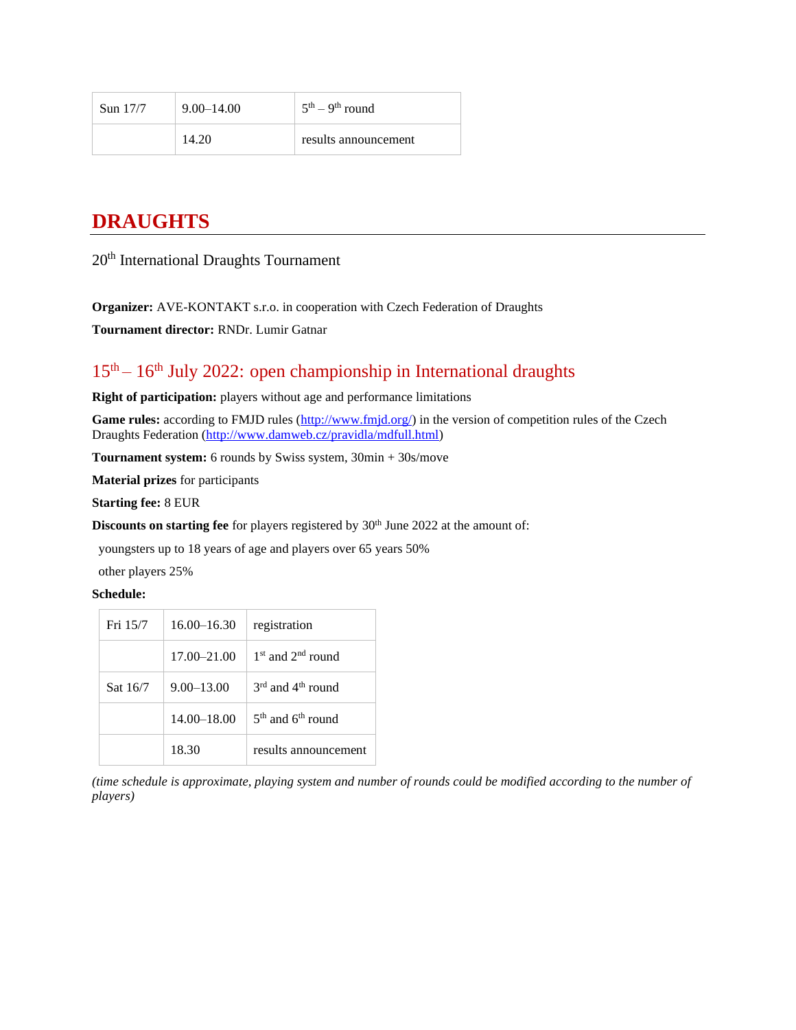| Sun 17/7 | 9.00–14.00 | 5th – 9th round |
|---|---|---|
| | 14.20 | results announcement |

# DRAUGHTS

20th International Draughts Tournament

**Organizer:** AVE-KONTAKT s.r.o. in cooperation with Czech Federation of Draughts

**Tournament director:** RNDr. Lumir Gatnar

## 15th – 16th July 2022: open championship in International draughts

**Right of participation:** players without age and performance limitations

**Game rules:** according to FMJD rules (http://www.fmjd.org/) in the version of competition rules of the Czech Draughts Federation (http://www.damweb.cz/pravidla/mdfull.html)

**Tournament system:** 6 rounds by Swiss system, 30min + 30s/move

**Material prizes** for participants

**Starting fee:** 8 EUR

**Discounts on starting fee** for players registered by 30th June 2022 at the amount of:

youngsters up to 18 years of age and players over 65 years 50%

other players 25%

**Schedule:**

| Fri 15/7 | 16.00–16.30 | registration |
|---|---|---|
| | 17.00–21.00 | 1st and 2nd round |
| Sat 16/7 | 9.00–13.00 | 3rd and 4th round |
| | 14.00–18.00 | 5th and 6th round |
| | 18.30 | results announcement |

*(time schedule is approximate, playing system and number of rounds could be modified according to the number of players)*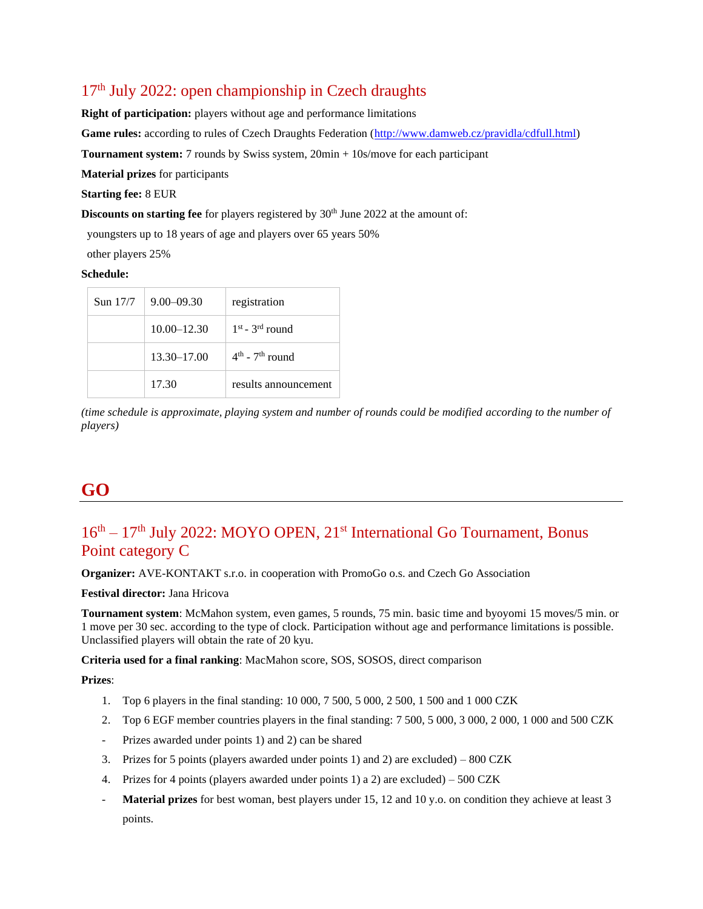### 17th July 2022: open championship in Czech draughts

**Right of participation:** players without age and performance limitations

**Game rules:** according to rules of Czech Draughts Federation (http://www.damweb.cz/pravidla/cdfull.html)

**Tournament system:** 7 rounds by Swiss system, 20min + 10s/move for each participant

**Material prizes** for participants

**Starting fee:** 8 EUR

**Discounts on starting fee** for players registered by 30th June 2022 at the amount of:

youngsters up to 18 years of age and players over 65 years 50%

other players 25%

**Schedule:**

| Sun 17/7 | 9.00–09.30 | registration |
|---|---|---|
| | 10.00–12.30 | 1st - 3rd round |
| | 13.30–17.00 | 4th - 7th round |
| | 17.30 | results announcement |

*(time schedule is approximate, playing system and number of rounds could be modified according to the number of players)*

## GO

### 16th – 17th July 2022: MOYO OPEN, 21st International Go Tournament, Bonus Point category C

**Organizer:** AVE-KONTAKT s.r.o. in cooperation with PromoGo o.s. and Czech Go Association

**Festival director:** Jana Hricova

**Tournament system**: McMahon system, even games, 5 rounds, 75 min. basic time and byoyomi 15 moves/5 min. or 1 move per 30 sec. according to the type of clock. Participation without age and performance limitations is possible. Unclassified players will obtain the rate of 20 kyu.

**Criteria used for a final ranking**: MacMahon score, SOS, SOSOS, direct comparison

**Prizes**:

1. Top 6 players in the final standing: 10 000, 7 500, 5 000, 2 500, 1 500 and 1 000 CZK
2. Top 6 EGF member countries players in the final standing: 7 500, 5 000, 3 000, 2 000, 1 000 and 500 CZK

- Prizes awarded under points 1) and 2) can be shared

3. Prizes for 5 points (players awarded under points 1) and 2) are excluded) – 800 CZK
4. Prizes for 4 points (players awarded under points 1) a 2) are excluded) – 500 CZK

- **Material prizes** for best woman, best players under 15, 12 and 10 y.o. on condition they achieve at least 3 points.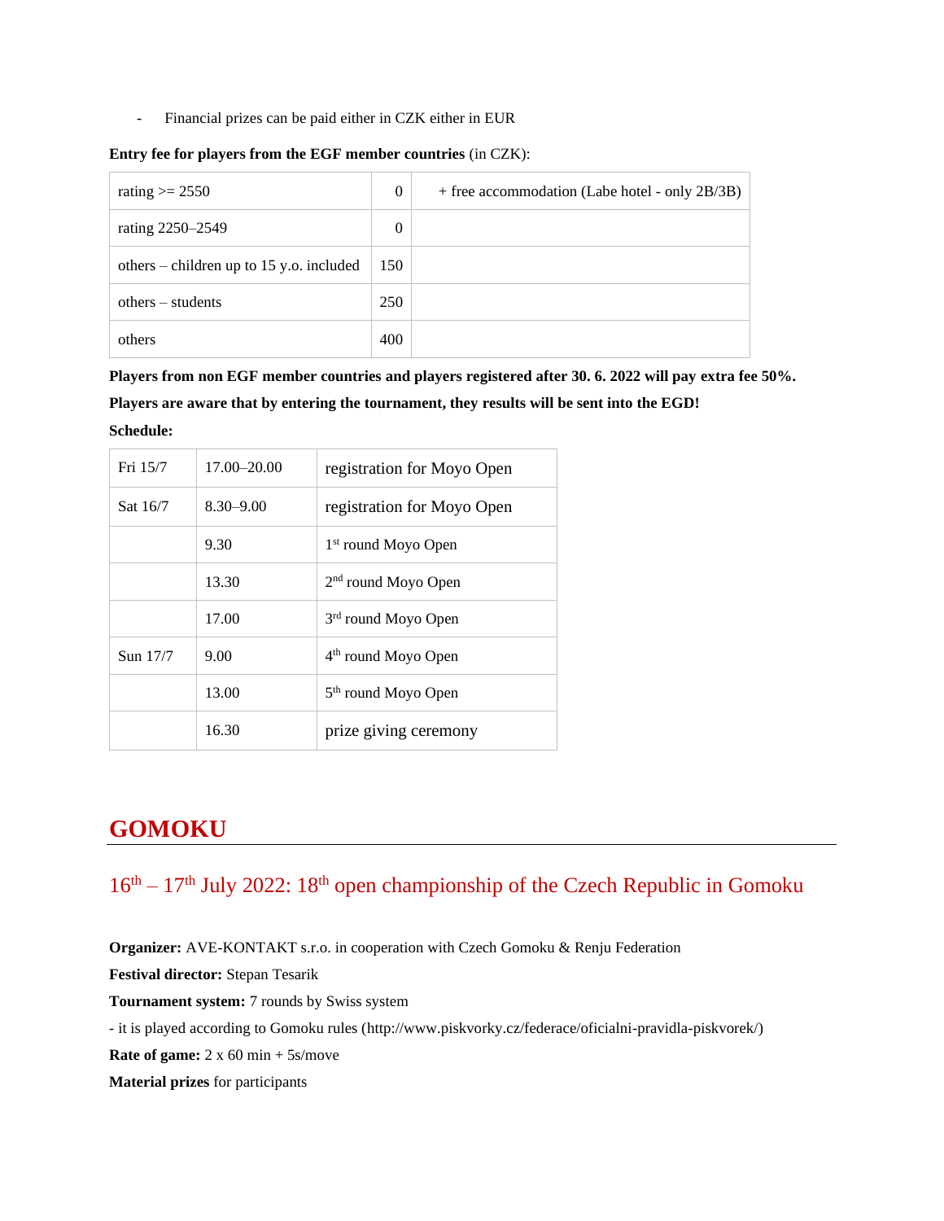- Financial prizes can be paid either in CZK either in EUR

**Entry fee for players from the EGF member countries** (in CZK):

| | | |
|---|---|---|
| rating >= 2550 | 0 | + free accommodation (Labe hotel - only 2B/3B) |
| rating 2250–2549 | 0 | |
| others – children up to 15 y.o. included | 150 | |
| others – students | 250 | |
| others | 400 | |

**Players from non EGF member countries and players registered after 30. 6. 2022 will pay extra fee 50%.**

**Players are aware that by entering the tournament, they results will be sent into the EGD!**

**Schedule:**

| | | |
|---|---|---|
| Fri 15/7 | 17.00–20.00 | registration for Moyo Open |
| Sat 16/7 | 8.30–9.00 | registration for Moyo Open |
| | 9.30 | 1st round Moyo Open |
| | 13.30 | 2nd round Moyo Open |
| | 17.00 | 3rd round Moyo Open |
| Sun 17/7 | 9.00 | 4th round Moyo Open |
| | 13.00 | 5th round Moyo Open |
| | 16.30 | prize giving ceremony |

# GOMOKU

## 16th – 17th July 2022: 18th open championship of the Czech Republic in Gomoku

**Organizer:** AVE-KONTAKT s.r.o. in cooperation with Czech Gomoku & Renju Federation

**Festival director:** Stepan Tesarik

**Tournament system:** 7 rounds by Swiss system

- it is played according to Gomoku rules (http://www.piskvorky.cz/federace/oficialni-pravidla-piskvorek/)

**Rate of game:** 2 x 60 min + 5s/move

**Material prizes** for participants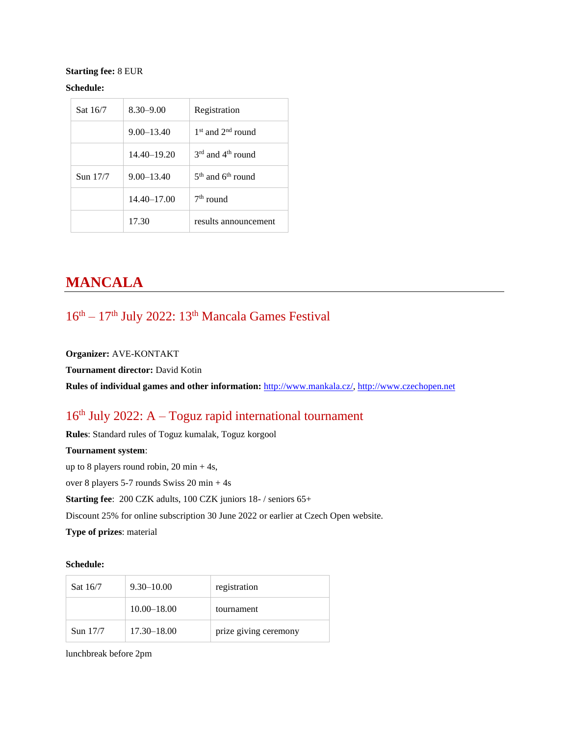**Starting fee:** 8 EUR

**Schedule:**

| Sat 16/7 | 8.30–9.00 | Registration |
|---|---|---|
| | 9.00–13.40 | 1st and 2nd round |
| | 14.40–19.20 | 3rd and 4th round |
| Sun 17/7 | 9.00–13.40 | 5th and 6th round |
| | 14.40–17.00 | 7th round |
| | 17.30 | results announcement |

# MANCALA

## 16th – 17th July 2022: 13th Mancala Games Festival

**Organizer:** AVE-KONTAKT

**Tournament director:** David Kotin

**Rules of individual games and other information:** http://www.mankala.cz/, http://www.czechopen.net

## 16th July 2022: A – Toguz rapid international tournament

**Rules**: Standard rules of Toguz kumalak, Toguz korgool

**Tournament system**:

up to 8 players round robin, 20 min + 4s,

over 8 players 5-7 rounds Swiss 20 min + 4s

**Starting fee**: 200 CZK adults, 100 CZK juniors 18- / seniors 65+

Discount 25% for online subscription 30 June 2022 or earlier at Czech Open website.

**Type of prizes**: material

**Schedule:**

| Sat 16/7 | 9.30–10.00 | registration |
|---|---|---|
| | 10.00–18.00 | tournament |
| Sun 17/7 | 17.30–18.00 | prize giving ceremony |

lunchbreak before 2pm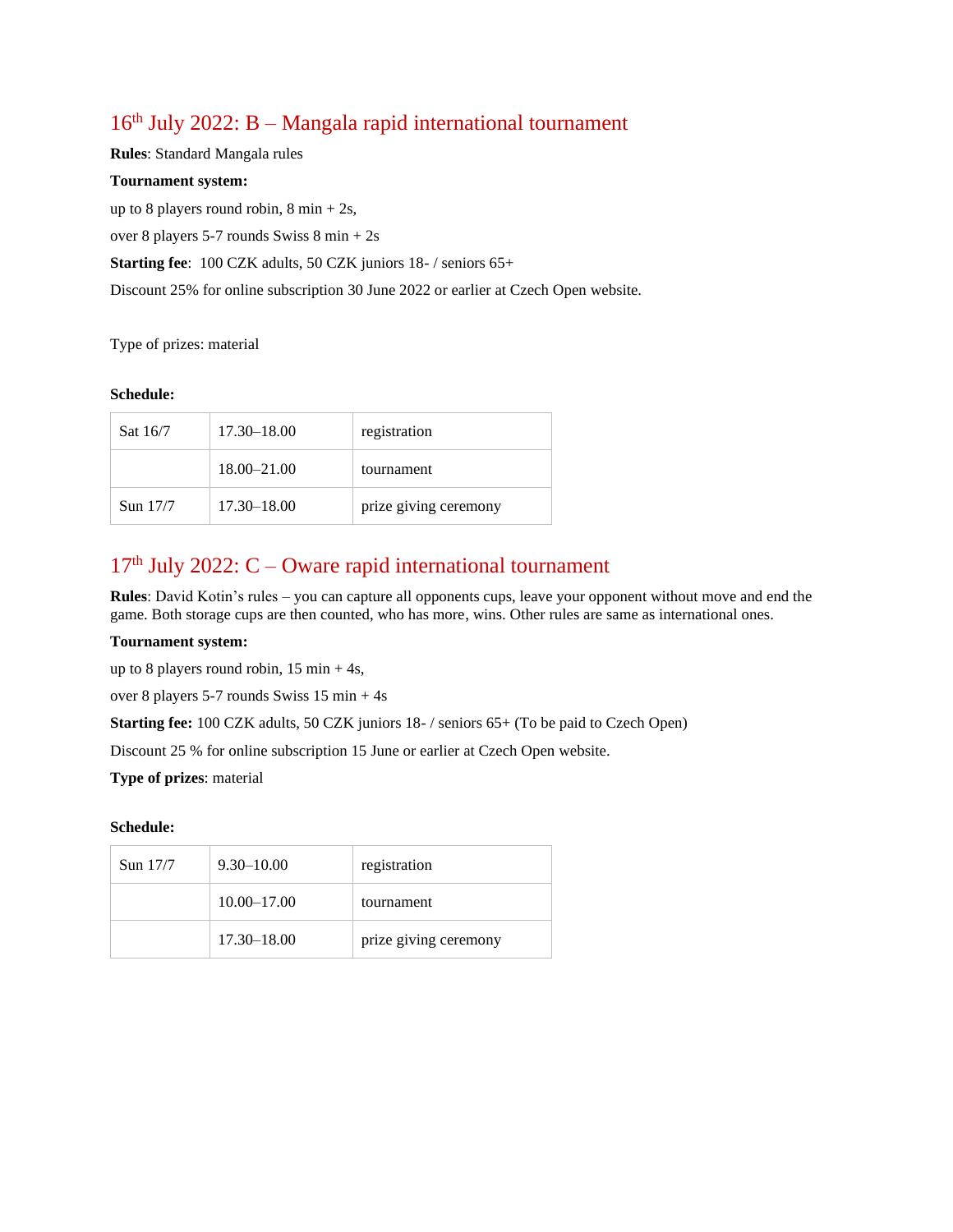## 16th July 2022: B – Mangala rapid international tournament

**Rules**: Standard Mangala rules

**Tournament system:**

up to 8 players round robin, 8 min + 2s,

over 8 players 5-7 rounds Swiss 8 min + 2s

**Starting fee**: 100 CZK adults, 50 CZK juniors 18- / seniors 65+

Discount 25% for online subscription 30 June 2022 or earlier at Czech Open website.

Type of prizes: material

**Schedule:**

| | | |
|---|---|---|
| Sat 16/7 | 17.30–18.00 | registration |
| | 18.00–21.00 | tournament |
| Sun 17/7 | 17.30–18.00 | prize giving ceremony |

## 17th July 2022: C – Oware rapid international tournament

**Rules**: David Kotin's rules – you can capture all opponents cups, leave your opponent without move and end the game. Both storage cups are then counted, who has more, wins. Other rules are same as international ones.

**Tournament system:**

up to 8 players round robin, 15 min + 4s,

over 8 players 5-7 rounds Swiss 15 min + 4s

**Starting fee:** 100 CZK adults, 50 CZK juniors 18- / seniors 65+ (To be paid to Czech Open)

Discount 25 % for online subscription 15 June or earlier at Czech Open website.

**Type of prizes**: material

**Schedule:**

| | | |
|---|---|---|
| Sun 17/7 | 9.30–10.00 | registration |
| | 10.00–17.00 | tournament |
| | 17.30–18.00 | prize giving ceremony |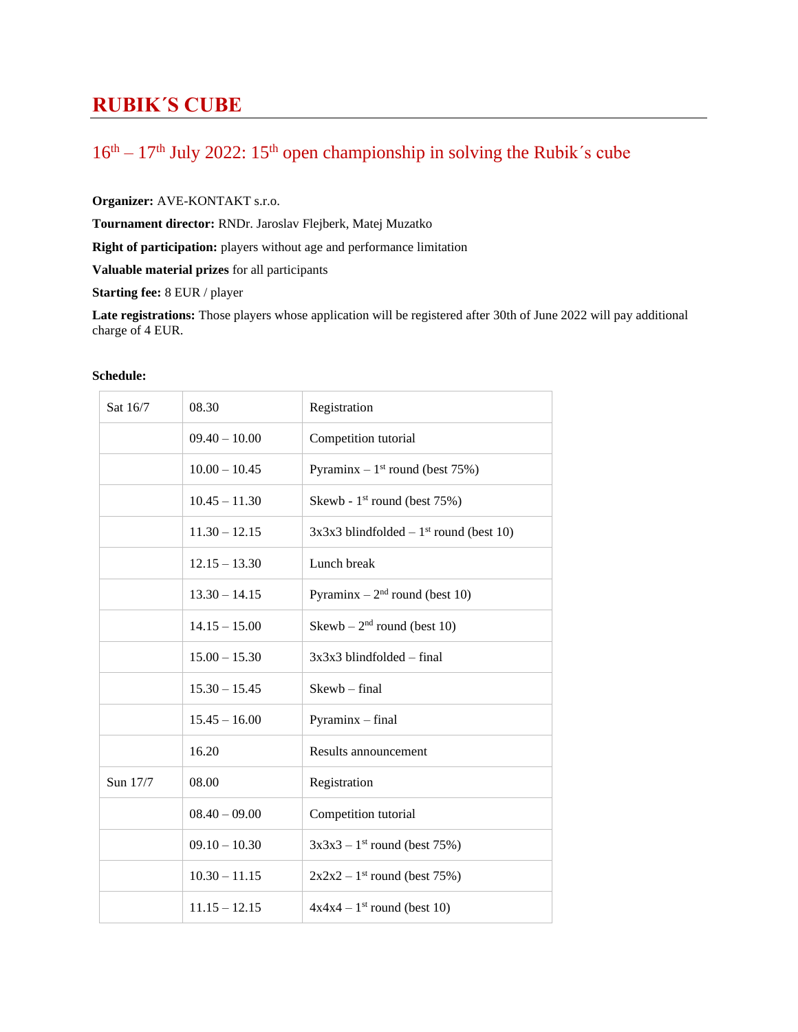# RUBIK´S CUBE

## 16th – 17th July 2022: 15th open championship in solving the Rubik´s cube

**Organizer:** AVE-KONTAKT s.r.o.

**Tournament director:** RNDr. Jaroslav Flejberk, Matej Muzatko

**Right of participation:** players without age and performance limitation

**Valuable material prizes** for all participants

**Starting fee:** 8 EUR / player

**Late registrations:** Those players whose application will be registered after 30th of June 2022 will pay additional charge of 4 EUR.

**Schedule:**

| | | |
|---|---|---|
| Sat 16/7 | 08.30 | Registration |
| | 09.40 – 10.00 | Competition tutorial |
| | 10.00 – 10.45 | Pyraminx – 1st round (best 75%) |
| | 10.45 – 11.30 | Skewb - 1st round (best 75%) |
| | 11.30 – 12.15 | 3x3x3 blindfolded – 1st round (best 10) |
| | 12.15 – 13.30 | Lunch break |
| | 13.30 – 14.15 | Pyraminx – 2nd round (best 10) |
| | 14.15 – 15.00 | Skewb – 2nd round (best 10) |
| | 15.00 – 15.30 | 3x3x3 blindfolded – final |
| | 15.30 – 15.45 | Skewb – final |
| | 15.45 – 16.00 | Pyraminx – final |
| | 16.20 | Results announcement |
| Sun 17/7 | 08.00 | Registration |
| | 08.40 – 09.00 | Competition tutorial |
| | 09.10 – 10.30 | 3x3x3 – 1st round (best 75%) |
| | 10.30 – 11.15 | 2x2x2 – 1st round (best 75%) |
| | 11.15 – 12.15 | 4x4x4 – 1st round (best 10) |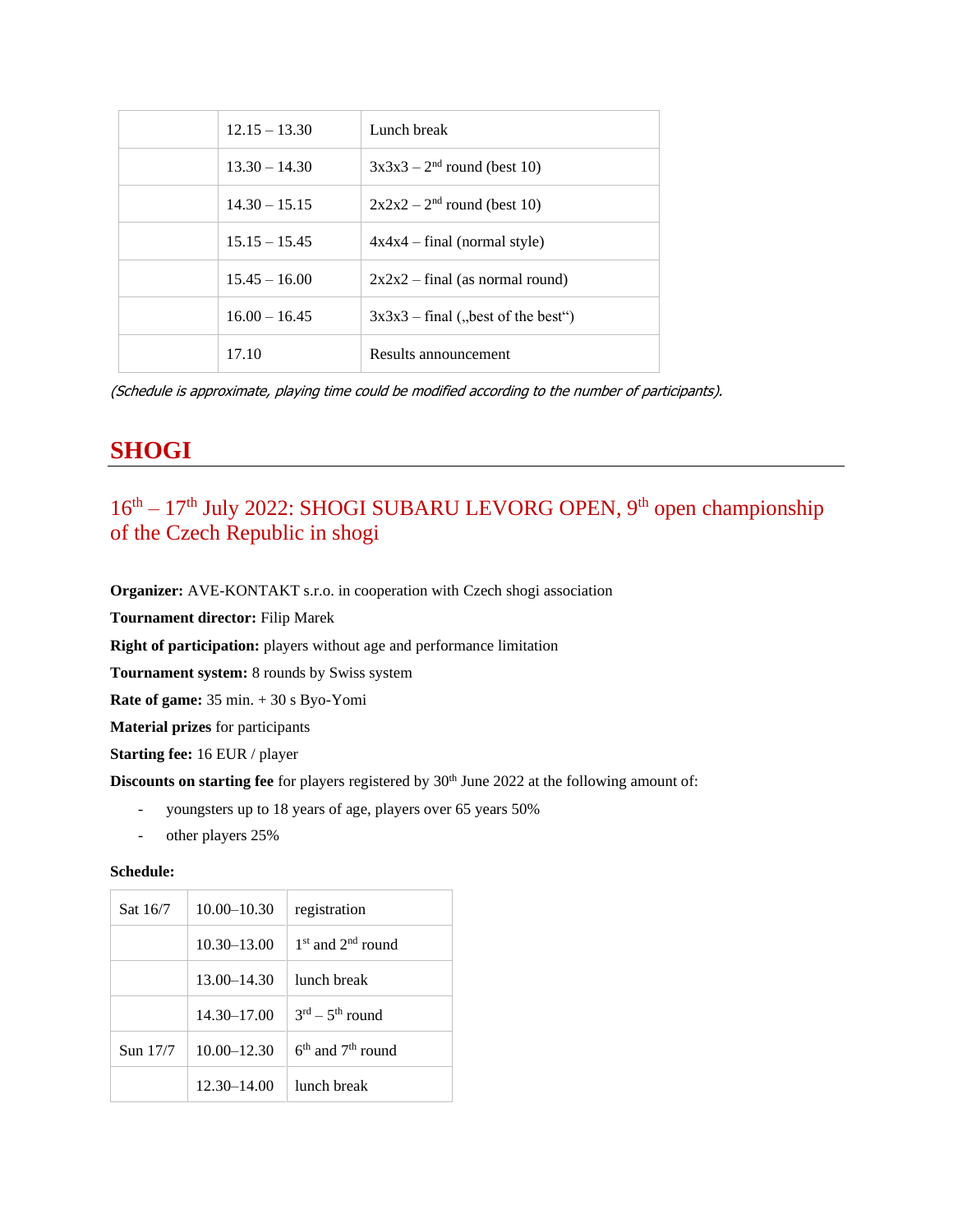|  |  |  |
|---|---|---|
|  | 12.15 – 13.30 | Lunch break |
|  | 13.30 – 14.30 | 3x3x3 – 2nd round (best 10) |
|  | 14.30 – 15.15 | 2x2x2 – 2nd round (best 10) |
|  | 15.15 – 15.45 | 4x4x4 – final (normal style) |
|  | 15.45 – 16.00 | 2x2x2 – final (as normal round) |
|  | 16.00 – 16.45 | 3x3x3 – final („best of the best“) |
|  | 17.10 | Results announcement |

*(Schedule is approximate, playing time could be modified according to the number of participants).*

# SHOGI

## 16th – 17th July 2022: SHOGI SUBARU LEVORG OPEN, 9th open championship of the Czech Republic in shogi

**Organizer:** AVE-KONTAKT s.r.o. in cooperation with Czech shogi association

**Tournament director:** Filip Marek

**Right of participation:** players without age and performance limitation

**Tournament system:** 8 rounds by Swiss system

**Rate of game:** 35 min. + 30 s Byo-Yomi

**Material prizes** for participants

**Starting fee:** 16 EUR / player

**Discounts on starting fee** for players registered by 30th June 2022 at the following amount of:

- youngsters up to 18 years of age, players over 65 years 50%
- other players 25%

**Schedule:**

|  |  |  |
|---|---|---|
| Sat 16/7 | 10.00–10.30 | registration |
|  | 10.30–13.00 | 1st and 2nd round |
|  | 13.00–14.30 | lunch break |
|  | 14.30–17.00 | 3rd – 5th round |
| Sun 17/7 | 10.00–12.30 | 6th and 7th round |
|  | 12.30–14.00 | lunch break |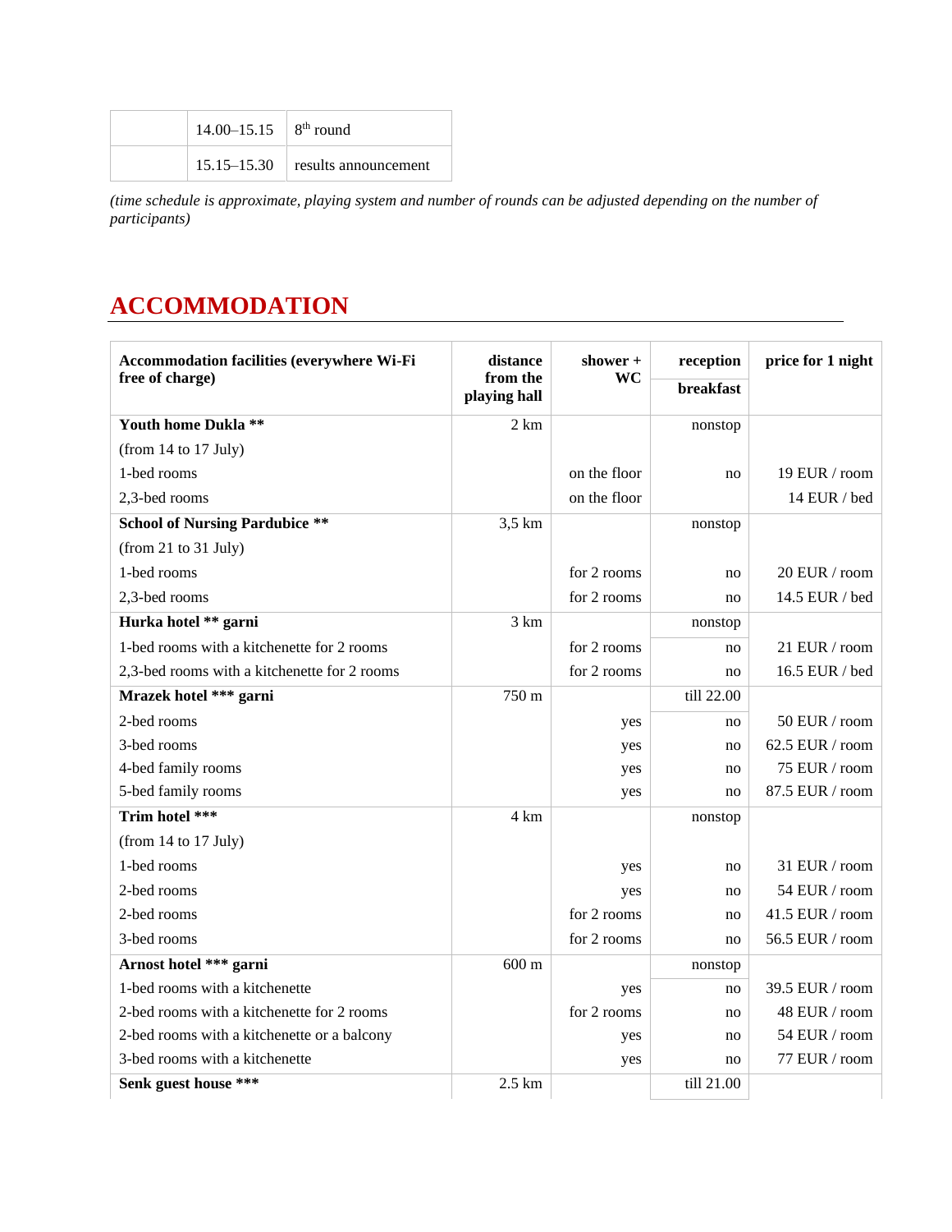| | | |
|---|---|---|
| | 14.00–15.15 | 8th round |
| | 15.15–15.30 | results announcement |

*(time schedule is approximate, playing system and number of rounds can be adjusted depending on the number of participants)*

# ACCOMMODATION

| Accommodation facilities (everywhere Wi-Fi free of charge) | distance from the playing hall | shower + WC | reception / breakfast | price for 1 night |
|---|---|---|---|---|
| **Youth home Dukla \*\*** | 2 km | | nonstop | |
| (from 14 to 17 July) | | | | |
| 1-bed rooms | | on the floor | no | 19 EUR / room |
| 2,3-bed rooms | | on the floor | | 14 EUR / bed |
| **School of Nursing Pardubice \*\*** | 3,5 km | | nonstop | |
| (from 21 to 31 July) | | | | |
| 1-bed rooms | | for 2 rooms | no | 20 EUR / room |
| 2,3-bed rooms | | for 2 rooms | no | 14.5 EUR / bed |
| **Hurka hotel \*\* garni** | 3 km | | nonstop | |
| 1-bed rooms with a kitchenette for 2 rooms | | for 2 rooms | no | 21 EUR / room |
| 2,3-bed rooms with a kitchenette for 2 rooms | | for 2 rooms | no | 16.5 EUR / bed |
| **Mrazek hotel \*\*\* garni** | 750 m | | till 22.00 | |
| 2-bed rooms | | yes | no | 50 EUR / room |
| 3-bed rooms | | yes | no | 62.5 EUR / room |
| 4-bed family rooms | | yes | no | 75 EUR / room |
| 5-bed family rooms | | yes | no | 87.5 EUR / room |
| **Trim hotel \*\*\*** | 4 km | | nonstop | |
| (from 14 to 17 July) | | | | |
| 1-bed rooms | | yes | no | 31 EUR / room |
| 2-bed rooms | | yes | no | 54 EUR / room |
| 2-bed rooms | | for 2 rooms | no | 41.5 EUR / room |
| 3-bed rooms | | for 2 rooms | no | 56.5 EUR / room |
| **Arnost hotel \*\*\* garni** | 600 m | | nonstop | |
| 1-bed rooms with a kitchenette | | yes | no | 39.5 EUR / room |
| 2-bed rooms with a kitchenette for 2 rooms | | for 2 rooms | no | 48 EUR / room |
| 2-bed rooms with a kitchenette or a balcony | | yes | no | 54 EUR / room |
| 3-bed rooms with a kitchenette | | yes | no | 77 EUR / room |
| **Senk guest house \*\*\*** | 2.5 km | | till 21.00 | |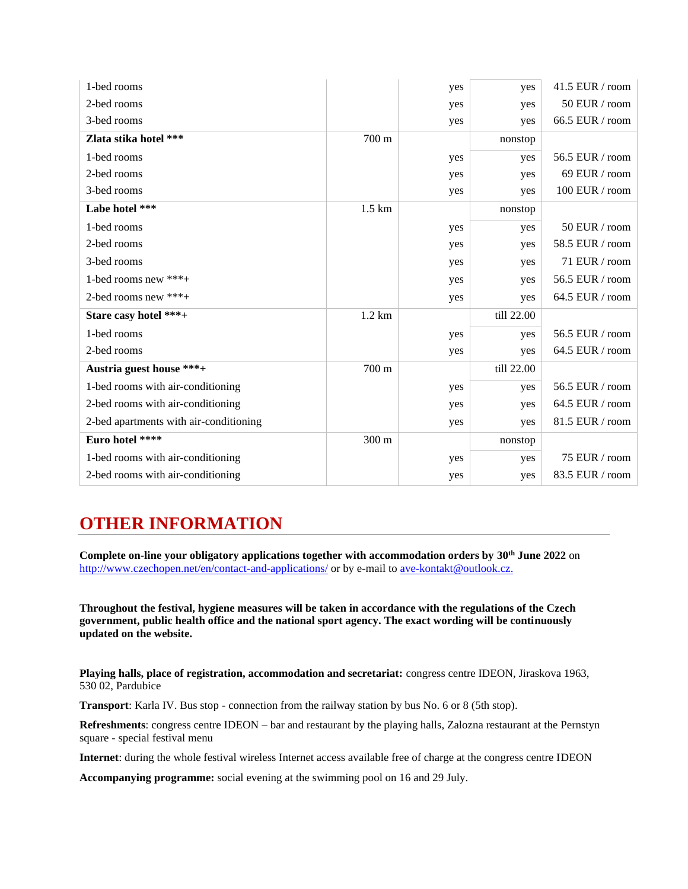| | | | | |
|---|---|---|---|---|
| 1-bed rooms | | yes | yes | 41.5 EUR / room |
| 2-bed rooms | | yes | yes | 50 EUR / room |
| 3-bed rooms | | yes | yes | 66.5 EUR / room |
| **Zlata stika hotel *** ** | 700 m | | nonstop | |
| 1-bed rooms | | yes | yes | 56.5 EUR / room |
| 2-bed rooms | | yes | yes | 69 EUR / room |
| 3-bed rooms | | yes | yes | 100 EUR / room |
| **Labe hotel *** ** | 1.5 km | | nonstop | |
| 1-bed rooms | | yes | yes | 50 EUR / room |
| 2-bed rooms | | yes | yes | 58.5 EUR / room |
| 3-bed rooms | | yes | yes | 71 EUR / room |
| 1-bed rooms new ***+ | | yes | yes | 56.5 EUR / room |
| 2-bed rooms new ***+ | | yes | yes | 64.5 EUR / room |
| **Stare casy hotel ***+** | 1.2 km | | till 22.00 | |
| 1-bed rooms | | yes | yes | 56.5 EUR / room |
| 2-bed rooms | | yes | yes | 64.5 EUR / room |
| **Austria guest house ***+** | 700 m | | till 22.00 | |
| 1-bed rooms with air-conditioning | | yes | yes | 56.5 EUR / room |
| 2-bed rooms with air-conditioning | | yes | yes | 64.5 EUR / room |
| 2-bed apartments with air-conditioning | | yes | yes | 81.5 EUR / room |
| **Euro hotel **** ** | 300 m | | nonstop | |
| 1-bed rooms with air-conditioning | | yes | yes | 75 EUR / room |
| 2-bed rooms with air-conditioning | | yes | yes | 83.5 EUR / room |

# OTHER INFORMATION

**Complete on-line your obligatory applications together with accommodation orders by 30th June 2022** on http://www.czechopen.net/en/contact-and-applications/ or by e-mail to ave-kontakt@outlook.cz.

**Throughout the festival, hygiene measures will be taken in accordance with the regulations of the Czech government, public health office and the national sport agency. The exact wording will be continuously updated on the website.**

**Playing halls, place of registration, accommodation and secretariat:** congress centre IDEON, Jiraskova 1963, 530 02, Pardubice

**Transport**: Karla IV. Bus stop - connection from the railway station by bus No. 6 or 8 (5th stop).

**Refreshments**: congress centre IDEON – bar and restaurant by the playing halls, Zalozna restaurant at the Pernstyn square - special festival menu

**Internet**: during the whole festival wireless Internet access available free of charge at the congress centre IDEON

**Accompanying programme:** social evening at the swimming pool on 16 and 29 July.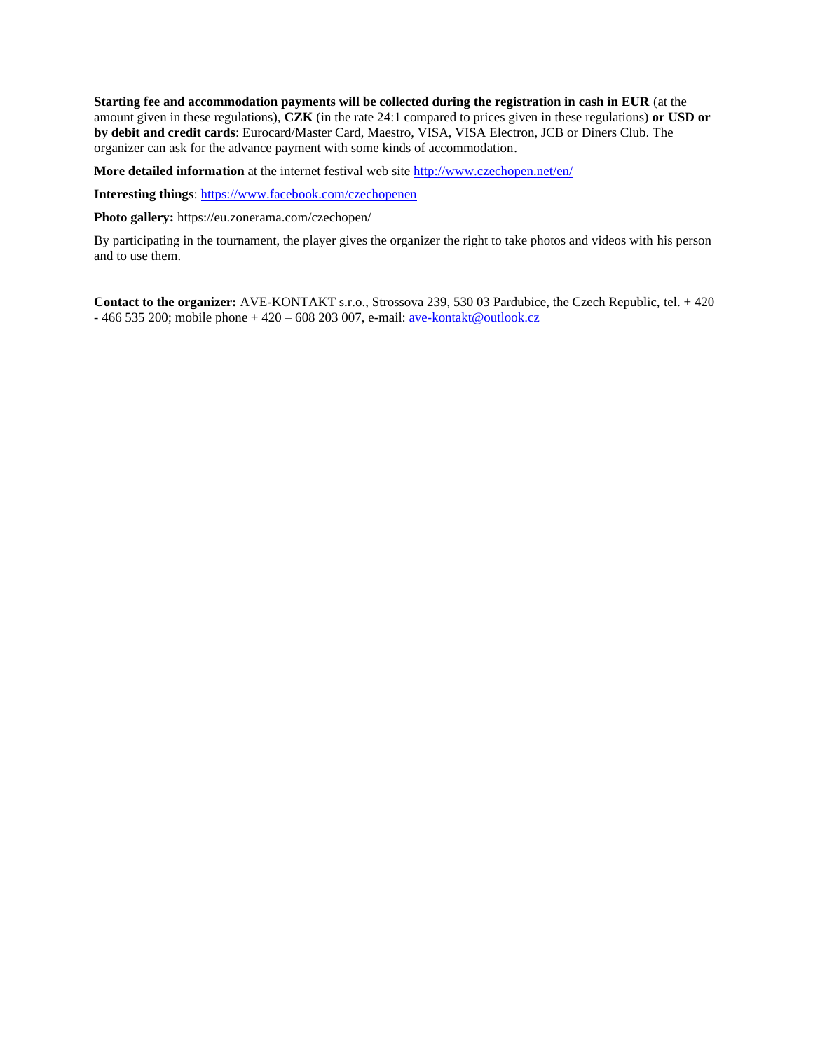**Starting fee and accommodation payments will be collected during the registration in cash in EUR** (at the amount given in these regulations), **CZK** (in the rate 24:1 compared to prices given in these regulations) **or USD or by debit and credit cards**: Eurocard/Master Card, Maestro, VISA, VISA Electron, JCB or Diners Club. The organizer can ask for the advance payment with some kinds of accommodation.

**More detailed information** at the internet festival web site http://www.czechopen.net/en/

**Interesting things**: https://www.facebook.com/czechopenen

**Photo gallery:** https://eu.zonerama.com/czechopen/

By participating in the tournament, the player gives the organizer the right to take photos and videos with his person and to use them.

**Contact to the organizer:** AVE-KONTAKT s.r.o., Strossova 239, 530 03 Pardubice, the Czech Republic, tel. + 420 - 466 535 200; mobile phone + 420 – 608 203 007, e-mail: ave-kontakt@outlook.cz